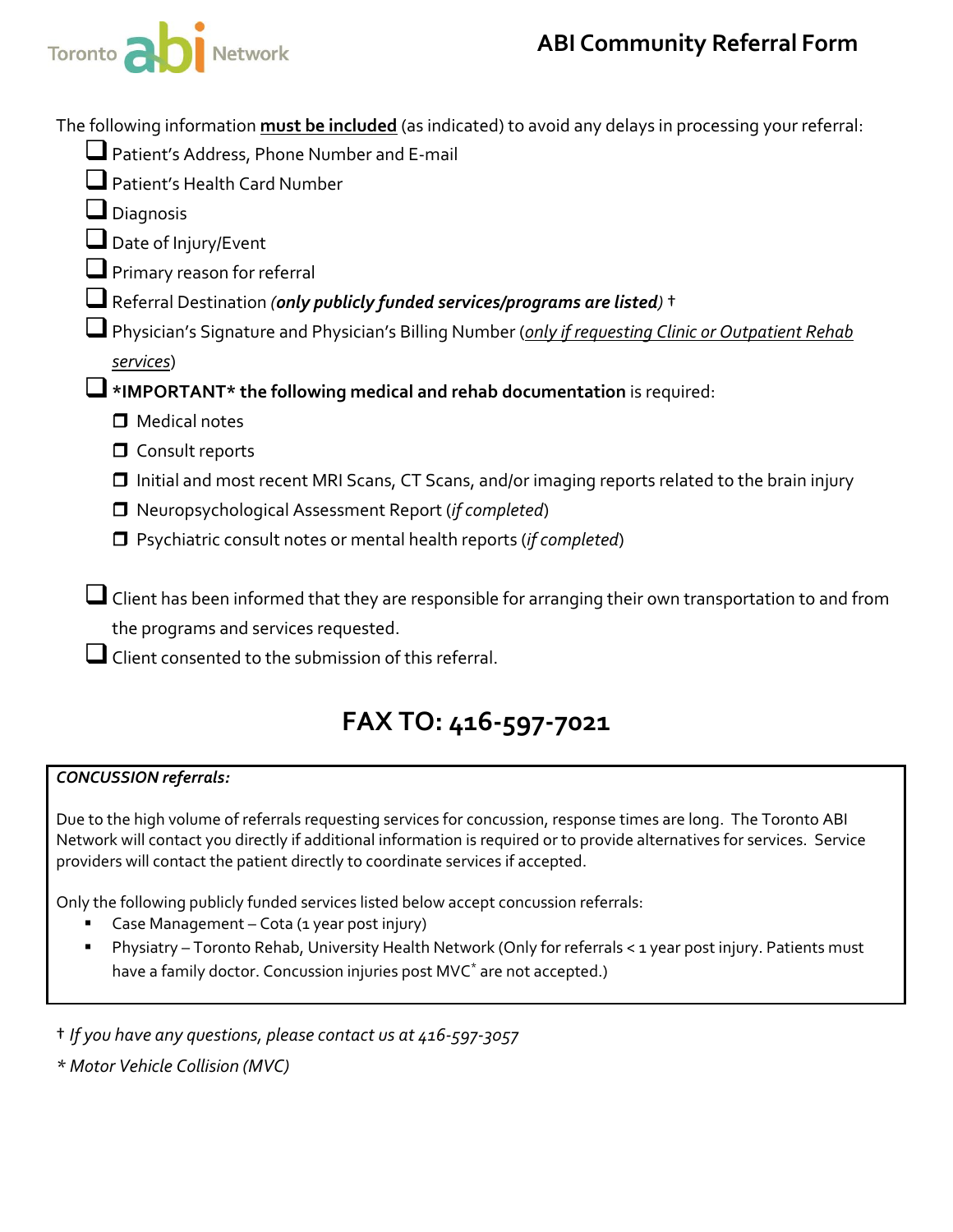Toronto abi Network

# ABI Community Referral Form

The following information **must be included** (as indicated) to avoid any delays in processing your referral:

- ☐ Patient's Address, Phone Number and E-mail
- ☐ Patient's Health Card Number
- ☐ Diagnosis
- ☐ Date of Injury/Event
- ☐ Primary reason for referral
- ☐ Referral Destination *(**only publicly funded services/programs are listed**)* †
- ☐ Physician's Signature and Physician's Billing Number (*only if requesting Clinic or Outpatient Rehab services*)
- ☐ ***IMPORTANT* the following medical and rehab documentation** is required:
  - ☐ Medical notes
  - ☐ Consult reports
  - ☐ Initial and most recent MRI Scans, CT Scans, and/or imaging reports related to the brain injury
  - ☐ Neuropsychological Assessment Report (*if completed*)
  - ☐ Psychiatric consult notes or mental health reports (*if completed*)
- ☐ Client has been informed that they are responsible for arranging their own transportation to and from the programs and services requested.
- ☐ Client consented to the submission of this referral.

## FAX TO: 416-597-7021

***CONCUSSION referrals:***

Due to the high volume of referrals requesting services for concussion, response times are long. The Toronto ABI Network will contact you directly if additional information is required or to provide alternatives for services. Service providers will contact the patient directly to coordinate services if accepted.

Only the following publicly funded services listed below accept concussion referrals:

- Case Management – Cota (1 year post injury)
- Physiatry – Toronto Rehab, University Health Network (Only for referrals < 1 year post injury. Patients must have a family doctor. Concussion injuries post MVC* are not accepted.)

† *If you have any questions, please contact us at 416-597-3057*

*\* Motor Vehicle Collision (MVC)*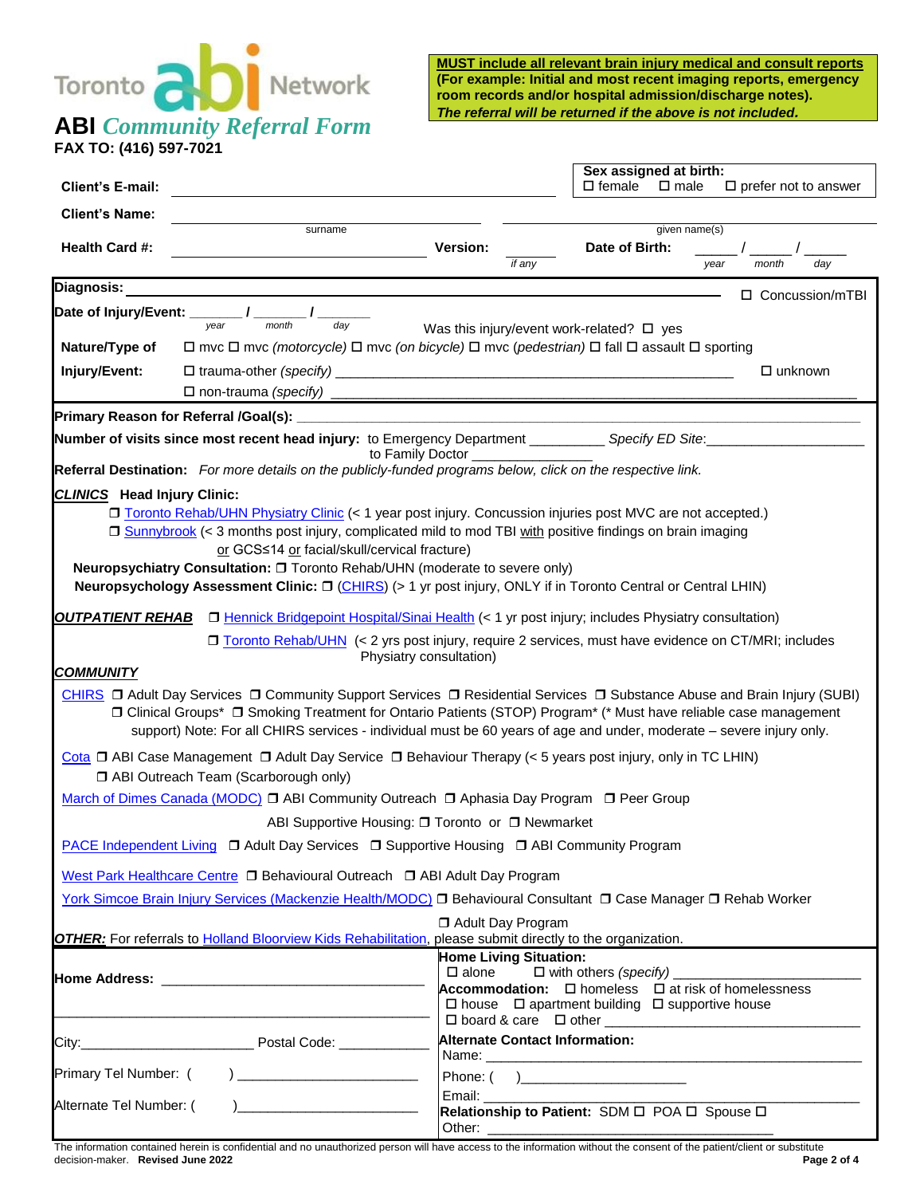Toronto abi Network

# ABI *Community Referral Form*

**FAX TO: (416) 597-7021**

**MUST include all relevant brain injury medical and consult reports (For example: Initial and most recent imaging reports, emergency room records and/or hospital admission/discharge notes).**
***The referral will be returned if the above is not included.***

**Client's E-mail:** ______________________

**Sex assigned at birth:** ☐ female ☐ male ☐ prefer not to answer

**Client's Name:** ______________ (surname) ______________ (given name(s))

**Health Card #:** ______________ **Version:** ______ *(if any)* **Date of Birth:** _____ / _____ / _____ (year / month / day)

**Diagnosis:** ______________________ ☐ Concussion/mTBI

**Date of Injury/Event:** _______ / _______ / _______ (year / month / day) Was this injury/event work-related? ☐ yes

**Nature/Type of Injury/Event:** ☐ mvc ☐ mvc *(motorcycle)* ☐ mvc *(on bicycle)* ☐ mvc *(pedestrian)* ☐ fall ☐ assault ☐ sporting
☐ trauma-other *(specify)* ______________________ ☐ unknown
☐ non-trauma *(specify)* ______________________

**Primary Reason for Referral /Goal(s):** ______________________

**Number of visits since most recent head injury:** to Emergency Department _________ *Specify ED Site*:_____________________
to Family Doctor _______________

**Referral Destination:** *For more details on the publicly-funded programs below, click on the respective link.*

***CLINICS*** **Head Injury Clinic:**

- ☐ Toronto Rehab/UHN Physiatry Clinic (< 1 year post injury. Concussion injuries post MVC are not accepted.)
- ☐ Sunnybrook (< 3 months post injury, complicated mild to mod TBI with positive findings on brain imaging or GCS≤14 or facial/skull/cervical fracture)

**Neuropsychiatry Consultation:** ☐ Toronto Rehab/UHN (moderate to severe only)

**Neuropsychology Assessment Clinic:** ☐ (CHIRS) (> 1 yr post injury, ONLY if in Toronto Central or Central LHIN)

***OUTPATIENT REHAB***

- ☐ Hennick Bridgepoint Hospital/Sinai Health (< 1 yr post injury; includes Physiatry consultation)
- ☐ Toronto Rehab/UHN (< 2 yrs post injury, require 2 services, must have evidence on CT/MRI; includes Physiatry consultation)

***COMMUNITY***

CHIRS ☐ Adult Day Services ☐ Community Support Services ☐ Residential Services ☐ Substance Abuse and Brain Injury (SUBI) ☐ Clinical Groups* ☐ Smoking Treatment for Ontario Patients (STOP) Program* (* Must have reliable case management support) Note: For all CHIRS services - individual must be 60 years of age and under, moderate – severe injury only.

Cota ☐ ABI Case Management ☐ Adult Day Service ☐ Behaviour Therapy (< 5 years post injury, only in TC LHIN) ☐ ABI Outreach Team (Scarborough only)

March of Dimes Canada (MODC) ☐ ABI Community Outreach ☐ Aphasia Day Program ☐ Peer Group
ABI Supportive Housing: ☐ Toronto or ☐ Newmarket

PACE Independent Living ☐ Adult Day Services ☐ Supportive Housing ☐ ABI Community Program

West Park Healthcare Centre ☐ Behavioural Outreach ☐ ABI Adult Day Program

York Simcoe Brain Injury Services (Mackenzie Health/MODC) ☐ Behavioural Consultant ☐ Case Manager ☐ Rehab Worker ☐ Adult Day Program

***OTHER:*** For referrals to Holland Bloorview Kids Rehabilitation, please submit directly to the organization.

**Home Address:** ______________________
______________________

City:______________________ Postal Code: ____________

Primary Tel Number: ( ) ______________________

Alternate Tel Number: ( ) ______________________

**Home Living Situation:**
☐ alone ☐ with others *(specify)* ______________________

**Accommodation:** ☐ homeless ☐ at risk of homelessness
☐ house ☐ apartment building ☐ supportive house
☐ board & care ☐ other ______________________

**Alternate Contact Information:**
Name: ______________________
Phone: ( ) ______________________
Email: ______________________
**Relationship to Patient:** SDM ☐ POA ☐ Spouse ☐
Other: ______________________

The information contained herein is confidential and no unauthorized person will have access to the information without the consent of the patient/client or substitute decision-maker. **Revised June 2022**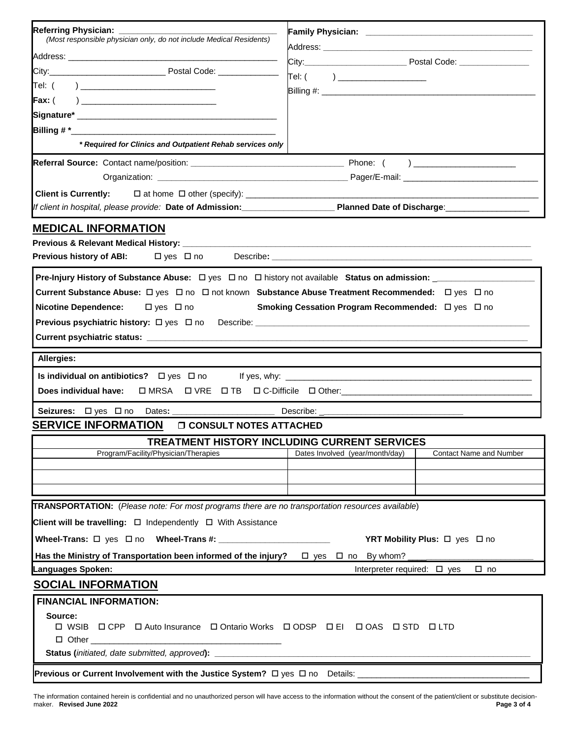| **Referring Physician:** ___________________________________ *(Most responsible physician only, do not include Medical Residents)* | **Family Physician:** ___________________________________ |
|---|---|
| Address: _______________________________________________ | Address: _______________________________________________ |
| City:_________________________ Postal Code: _____________ | City:______________________ Postal Code: _______________ |
| Tel: ( ) ____________________________ | Tel: ( ) ___________________ |
| **Fax:** ( ) ____________________________ | Billing #: _____________________________________________ |
| **Signature*** ___________________________________________ | |
| **Billing # ***__________________________________________ | |
| ***\* Required for Clinics and Outpatient Rehab services only*** | |

**Referral Source:** Contact name/position: _________________________________ Phone: ( ) ______________________

Organization: _________________________________________ Pager/E-mail: _____________________________

**Client is Currently:** ☐ at home ☐ other (specify): _______________________________________________________________

*If client in hospital, please provide:* **Date of Admission:**___________________ **Planned Date of Discharge**:__________________

## MEDICAL INFORMATION

**Previous & Relevant Medical History:** ___________________________________________________________________________

**Previous history of ABI:** ☐ yes ☐ no Describe**:** _________________________________________________________

**Pre-Injury History of Substance Abuse:** ☐ yes ☐ no ☐ history not available **Status on admission:** _____________________

**Current Substance Abuse:** ☐ yes ☐ no ☐ not known **Substance Abuse Treatment Recommended:** ☐ yes ☐ no

**Nicotine Dependence:** ☐ yes ☐ no **Smoking Cessation Program Recommended:** ☐ yes ☐ no

**Previous psychiatric history:** ☐ yes ☐ no Describe: _____________________________________________________________

**Current psychiatric status:** ________________________________________________________________________________

**Allergies:**

**Is individual on antibiotics?** ☐ yes ☐ no If yes, why: ____________________________________________________

**Does individual have:** ☐ MRSA ☐ VRE ☐ TB ☐ C-Difficile ☐ Other:_______________________________________

**Seizures:** ☐ yes ☐ no Dates**:** ______________________ Describe: _______________________________

## SERVICE INFORMATION ☐ CONSULT NOTES ATTACHED

| **TREATMENT HISTORY INCLUDING CURRENT SERVICES** | | |
|---|---|---|
| Program/Facility/Physician/Therapies | Dates Involved (year/month/day) | Contact Name and Number |
| | | |
| | | |
| | | |

**TRANSPORTATION:** (*Please note: For most programs there are no transportation resources available*)

**Client will be travelling:** ☐ Independently ☐ With Assistance

**Wheel-Trans:** ☐ yes ☐ no **Wheel-Trans #:** _______________________ **YRT Mobility Plus:** ☐ yes ☐ no

**Has the Ministry of Transportation been informed of the injury?** ☐ yes ☐ no By whom? ________________________

**Languages Spoken:** Interpreter required: ☐ yes ☐ no

## SOCIAL INFORMATION

**FINANCIAL INFORMATION:**

**Source:**

☐ WSIB ☐ CPP ☐ Auto Insurance ☐ Ontario Works ☐ ODSP ☐ EI ☐ OAS ☐ STD ☐ LTD

☐ Other ________________________________________

**Status (***initiated, date submitted, approved***):** ___________________________________________________________________

**Previous or Current Involvement with the Justice System?** ☐ yes ☐ no Details: ___________________________________

The information contained herein is confidential and no unauthorized person will have access to the information without the consent of the patient/client or substitute decision-maker. **Revised June 2022**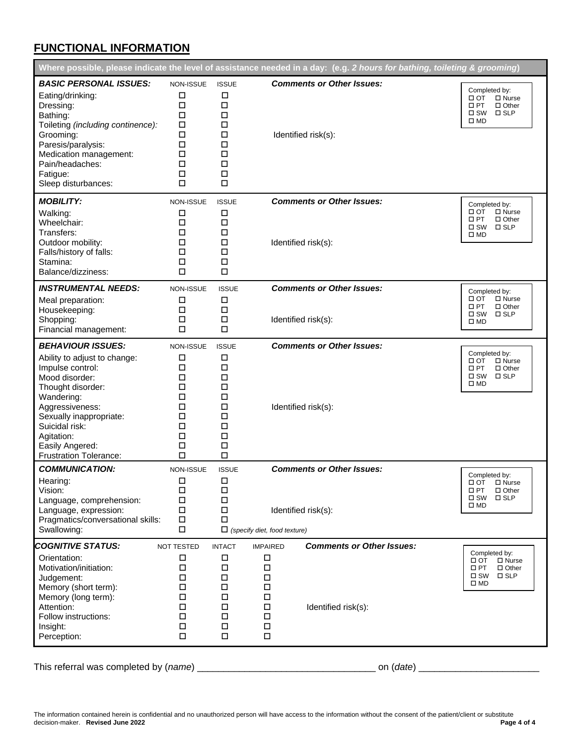## FUNCTIONAL INFORMATION

**Where possible, please indicate the level of assistance needed in a day: (e.g. *2 hours for bathing, toileting & grooming*)**

| ***BASIC PERSONAL ISSUES:*** | NON-ISSUE | ISSUE | ***Comments or Other Issues:*** | Completed by: ☐ OT ☐ Nurse ☐ PT ☐ Other ☐ SW ☐ SLP ☐ MD |
|---|---|---|---|---|
| Eating/drinking: | ☐ | ☐ | | |
| Dressing: | ☐ | ☐ | | |
| Bathing: | ☐ | ☐ | | |
| Toileting *(including continence)*: | ☐ | ☐ | | |
| Grooming: | ☐ | ☐ | Identified risk(s): | |
| Paresis/paralysis: | ☐ | ☐ | | |
| Medication management: | ☐ | ☐ | | |
| Pain/headaches: | ☐ | ☐ | | |
| Fatigue: | ☐ | ☐ | | |
| Sleep disturbances: | ☐ | ☐ | | |

| ***MOBILITY:*** | NON-ISSUE | ISSUE | ***Comments or Other Issues:*** | Completed by: ☐ OT ☐ Nurse ☐ PT ☐ Other ☐ SW ☐ SLP ☐ MD |
|---|---|---|---|---|
| Walking: | ☐ | ☐ | | |
| Wheelchair: | ☐ | ☐ | | |
| Transfers: | ☐ | ☐ | | |
| Outdoor mobility: | ☐ | ☐ | Identified risk(s): | |
| Falls/history of falls: | ☐ | ☐ | | |
| Stamina: | ☐ | ☐ | | |
| Balance/dizziness: | ☐ | ☐ | | |

| ***INSTRUMENTAL NEEDS:*** | NON-ISSUE | ISSUE | ***Comments or Other Issues:*** | Completed by: ☐ OT ☐ Nurse ☐ PT ☐ Other ☐ SW ☐ SLP ☐ MD |
|---|---|---|---|---|
| Meal preparation: | ☐ | ☐ | | |
| Housekeeping: | ☐ | ☐ | | |
| Shopping: | ☐ | ☐ | Identified risk(s): | |
| Financial management: | ☐ | ☐ | | |

| ***BEHAVIOUR ISSUES:*** | NON-ISSUE | ISSUE | ***Comments or Other Issues:*** | Completed by: ☐ OT ☐ Nurse ☐ PT ☐ Other ☐ SW ☐ SLP ☐ MD |
|---|---|---|---|---|
| Ability to adjust to change: | ☐ | ☐ | | |
| Impulse control: | ☐ | ☐ | | |
| Mood disorder: | ☐ | ☐ | | |
| Thought disorder: | ☐ | ☐ | | |
| Wandering: | ☐ | ☐ | | |
| Aggressiveness: | ☐ | ☐ | Identified risk(s): | |
| Sexually inappropriate: | ☐ | ☐ | | |
| Suicidal risk: | ☐ | ☐ | | |
| Agitation: | ☐ | ☐ | | |
| Easily Angered: | ☐ | ☐ | | |
| Frustration Tolerance: | ☐ | ☐ | | |

| ***COMMUNICATION:*** | NON-ISSUE | ISSUE | ***Comments or Other Issues:*** | Completed by: ☐ OT ☐ Nurse ☐ PT ☐ Other ☐ SW ☐ SLP ☐ MD |
|---|---|---|---|---|
| Hearing: | ☐ | ☐ | | |
| Vision: | ☐ | ☐ | | |
| Language, comprehension: | ☐ | ☐ | | |
| Language, expression: | ☐ | ☐ | Identified risk(s): | |
| Pragmatics/conversational skills: | ☐ | ☐ | | |
| Swallowing: | ☐ | ☐ *(specify diet, food texture)* | | |

| ***COGNITIVE STATUS:*** | NOT TESTED | INTACT | IMPAIRED | ***Comments or Other Issues:*** | Completed by: ☐ OT ☐ Nurse ☐ PT ☐ Other ☐ SW ☐ SLP ☐ MD |
|---|---|---|---|---|---|
| Orientation: | ☐ | ☐ | ☐ | | |
| Motivation/initiation: | ☐ | ☐ | ☐ | | |
| Judgement: | ☐ | ☐ | ☐ | | |
| Memory (short term): | ☐ | ☐ | ☐ | | |
| Memory (long term): | ☐ | ☐ | ☐ | | |
| Attention: | ☐ | ☐ | ☐ | Identified risk(s): | |
| Follow instructions: | ☐ | ☐ | ☐ | | |
| Insight: | ☐ | ☐ | ☐ | | |
| Perception: | ☐ | ☐ | ☐ | | |

This referral was completed by (*name*) __________________________________ on (*date*) _______________________

The information contained herein is confidential and no unauthorized person will have access to the information without the consent of the patient/client or substitute decision-maker. **Revised June 2022**